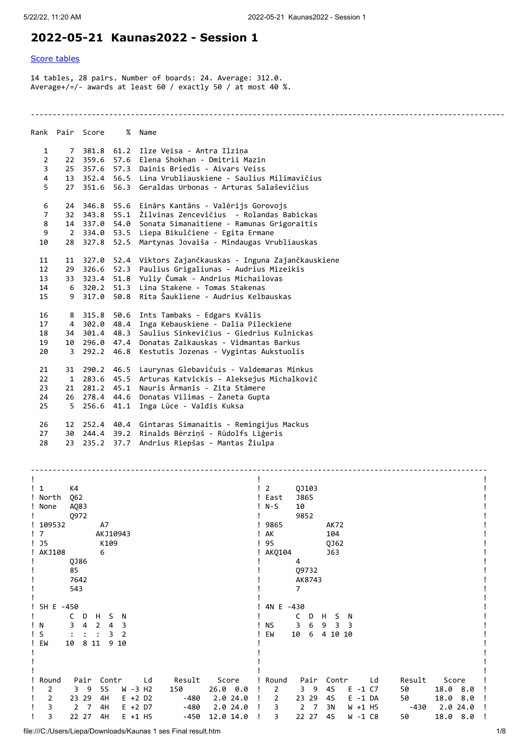# 2022-05-21 Kaunas2022 - Session 1

Score tables

14 tables, 28 pairs. Number of boards: 24. Average: 312.0.
Average+/=/- awards at least 60 / exactly 50 / at most 40 %.

| Rank | Pair | Score | % | Name |
|---|---|---|---|---|
| 1 | 7 | 381.8 | 61.2 | Ilze Veisa - Antra Ilziņa |
| 2 | 22 | 359.6 | 57.6 | Elena Shokhan - Dmitrii Mazin |
| 3 | 25 | 357.6 | 57.3 | Dainis Briedis - Aivars Veiss |
| 4 | 13 | 352.4 | 56.5 | Lina Vrubliauskiene - Saulius Milimavičius |
| 5 | 27 | 351.6 | 56.3 | Geraldas Urbonas - Arturas Salaševičius |
| 6 | 24 | 346.8 | 55.6 | Einārs Kantāns - Valērijs Gorovojs |
| 7 | 32 | 343.8 | 55.1 | Žilvinas Zencevičius - Rolandas Babickas |
| 8 | 14 | 337.0 | 54.0 | Sonata Simanaitiene - Ramunas Grigoraitis |
| 9 | 2 | 334.0 | 53.5 | Liepa Bikulčiene - Egita Ermane |
| 10 | 28 | 327.8 | 52.5 | Martynas Jovaiša - Mindaugas Vrubliauskas |
| 11 | 11 | 327.0 | 52.4 | Viktors Zajančkauskas - Inguna Zajančkauskiene |
| 12 | 29 | 326.6 | 52.3 | Paulius Grigaliunas - Audrius Mizeikis |
| 13 | 33 | 323.4 | 51.8 | Yuliy Čumak - Andrius Michailovas |
| 14 | 6 | 320.2 | 51.3 | Lina Stakene - Tomas Stakenas |
| 15 | 9 | 317.0 | 50.8 | Rita Šaukliene - Audrius Kelbauskas |
| 16 | 8 | 315.8 | 50.6 | Ints Tambaks - Edgars Kvālis |
| 17 | 4 | 302.0 | 48.4 | Inga Kebauskiene - Dalia Pileckiene |
| 18 | 34 | 301.4 | 48.3 | Saulius Sinkevičius - Giedrius Kulnickas |
| 19 | 10 | 296.0 | 47.4 | Donatas Zaikauskas - Vidmantas Barkus |
| 20 | 3 | 292.2 | 46.8 | Kestutis Jozenas - Vygintas Aukstuolis |
| 21 | 31 | 290.2 | 46.5 | Laurynas Glebavičuis - Valdemaras Minkus |
| 22 | 1 | 283.6 | 45.5 | Arturas Katvickis - Aleksejus Michalkovič |
| 23 | 21 | 281.2 | 45.1 | Nauris Ārmanis - Zita Stāmere |
| 24 | 26 | 278.4 | 44.6 | Donatas Vilimas - Žaneta Gupta |
| 25 | 5 | 256.6 | 41.1 | Inga Lūce - Valdis Kuksa |
| 26 | 12 | 252.4 | 40.4 | Gintaras Simanaitis - Remingijus Mackus |
| 27 | 30 | 244.4 | 39.2 | Rinalds Bērziņš - Rūdolfs Liģeris |
| 28 | 23 | 235.2 | 37.7 | Andrius Riepšas - Mantas Žiulpa |

```
1       K4
North   Q62
None    AQ83
        Q972
109532          A7
7               AKJ10943
J5              K109
AKJ108          6
        QJ86
        85
        7642
        543

5H E -450
      C  D  H  S  N
N     3  4  2  4  3
S     :  :  :  3  2
EW   10  8 11  9 10
```

| Round | Pair | | Contr | Ld | Result | | Score | |
|---|---|---|---|---|---|---|---|---|
| 2 | 3 | 9 | 5S W -3 | H2 | 150 | | 26.0 | 0.0 |
| 2 | 23 | 29 | 4H E +2 | D2 | | -480 | 2.0 | 24.0 |
| 3 | 2 | 7 | 4H E +2 | D7 | | -480 | 2.0 | 24.0 |
| 3 | 22 | 27 | 4H E +1 | H5 | | -450 | 12.0 | 14.0 |

```
2       QJ103
East    J865
N-S     10
        9852
9865            AK72
AK              104
95              QJ62
AKQ104          J63
        4
        Q9732
        AK8743
        7

4N E -430
      C  D  H  S  N
NS    3  6  9  3  3
EW   10  6  4 10 10
```

| Round | Pair | | Contr | Ld | Result | | Score | |
|---|---|---|---|---|---|---|---|---|
| 2 | 3 | 9 | 4S E -1 | C7 | 50 | | 18.0 | 8.0 |
| 2 | 23 | 29 | 4S E -1 | DA | 50 | | 18.0 | 8.0 |
| 3 | 2 | 7 | 3N W +1 | H5 | | -430 | 2.0 | 24.0 |
| 3 | 22 | 27 | 4S W -1 | C8 | 50 | | 18.0 | 8.0 |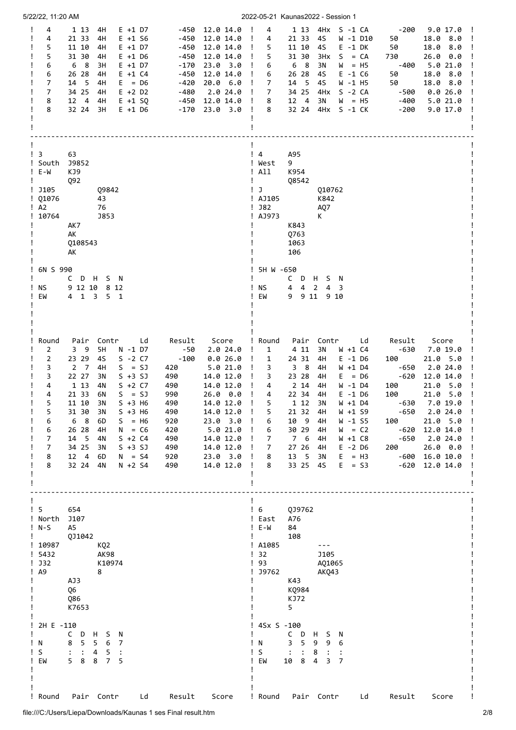| Round | Pair | Contr | Ld | Result | Score |
|---|---|---|---|---|---|
| 4 | 1 13 | 4H | E +1 D7 | -450 | 12.0 14.0 |
| 4 | 21 33 | 4H | E +1 S6 | -450 | 12.0 14.0 |
| 5 | 11 10 | 4H | E +1 D7 | -450 | 12.0 14.0 |
| 5 | 31 30 | 4H | E +1 D6 | -450 | 12.0 14.0 |
| 6 | 6 8 | 3H | E +1 D7 | -170 | 23.0 3.0 |
| 6 | 26 28 | 4H | E +1 C4 | -450 | 12.0 14.0 |
| 7 | 14 5 | 4H | E = D6 | -420 | 20.0 6.0 |
| 7 | 34 25 | 4H | E +2 D2 | -480 | 2.0 24.0 |
| 8 | 12 4 | 4H | E +1 SQ | -450 | 12.0 14.0 |
| 8 | 32 24 | 3H | E +1 D6 | -170 | 23.0 3.0 |

| Round | Pair | Contr | Ld | Result | Score |
|---|---|---|---|---|---|
| 4 | 1 13 | 4Hx | S -1 CA | -200 | 9.0 17.0 |
| 4 | 21 33 | 4S | W -1 D10 | 50 | 18.0 8.0 |
| 5 | 11 10 | 4S | E -1 DK | 50 | 18.0 8.0 |
| 5 | 31 30 | 3Hx | S = CA | 730 | 26.0 0.0 |
| 6 | 6 8 | 3N | W = H5 | -400 | 5.0 21.0 |
| 6 | 26 28 | 4S | E -1 C6 | 50 | 18.0 8.0 |
| 7 | 14 5 | 4S | W -1 H5 | 50 | 18.0 8.0 |
| 7 | 34 25 | 4Hx | S -2 CA | -500 | 0.0 26.0 |
| 8 | 12 4 | 3N | W = H5 | -400 | 5.0 21.0 |
| 8 | 32 24 | 4Hx | S -1 CK | -200 | 9.0 17.0 |

---

```
3       63
South   J9852
E-W     KJ9
        Q92
J105            Q9842
Q1076           43
A2              76
10764           J853
        AK7
        AK
        Q108543
        AK

6N S 990
      C  D  H  S  N
NS    9 12 10  8 12
EW    4  1  3  5  1
```

| Round | Pair | Contr | Ld | Result | Score |
|---|---|---|---|---|---|
| 2 | 3 9 | 5H | N -1 D7 | -50 | 2.0 24.0 |
| 2 | 23 29 | 4S | S -2 C7 | -100 | 0.0 26.0 |
| 3 | 2 7 | 4H | S = SJ | 420 | 5.0 21.0 |
| 3 | 22 27 | 3N | S +3 SJ | 490 | 14.0 12.0 |
| 4 | 1 13 | 4N | S +2 C7 | 490 | 14.0 12.0 |
| 4 | 21 33 | 6N | S = SJ | 990 | 26.0 0.0 |
| 5 | 11 10 | 3N | S +3 H6 | 490 | 14.0 12.0 |
| 5 | 31 30 | 3N | S +3 H6 | 490 | 14.0 12.0 |
| 6 | 6 8 | 6D | S = H6 | 920 | 23.0 3.0 |
| 6 | 26 28 | 4H | N = C6 | 420 | 5.0 21.0 |
| 7 | 14 5 | 4N | S +2 C4 | 490 | 14.0 12.0 |
| 7 | 34 25 | 3N | S +3 SJ | 490 | 14.0 12.0 |
| 8 | 12 4 | 6D | N = S4 | 920 | 23.0 3.0 |
| 8 | 32 24 | 4N | N +2 S4 | 490 | 14.0 12.0 |

```
4       A95
West    9
All     K954
        Q8542
J               Q10762
AJ105           K842
J82             AQ7
AJ973           K
        K843
        Q763
        1063
        106

5H W -650
      C  D  H  S  N
NS    4  4  2  4  3
EW    9  9 11  9 10
```

| Round | Pair | Contr | Ld | Result | Score |
|---|---|---|---|---|---|
| 1 | 4 11 | 3N | W +1 C4 | -630 | 7.0 19.0 |
| 1 | 24 31 | 4H | E -1 D6 | 100 | 21.0 5.0 |
| 3 | 3 8 | 4H | W +1 D4 | -650 | 2.0 24.0 |
| 3 | 23 28 | 4H | E = D6 | -620 | 12.0 14.0 |
| 4 | 2 14 | 4H | W -1 D4 | 100 | 21.0 5.0 |
| 4 | 22 34 | 4H | E -1 D6 | 100 | 21.0 5.0 |
| 5 | 1 12 | 3N | W +1 D4 | -630 | 7.0 19.0 |
| 5 | 21 32 | 4H | W +1 S9 | -650 | 2.0 24.0 |
| 6 | 10 9 | 4H | W -1 S5 | 100 | 21.0 5.0 |
| 6 | 30 29 | 4H | W = C2 | -620 | 12.0 14.0 |
| 7 | 7 6 | 4H | W +1 C8 | -650 | 2.0 24.0 |
| 7 | 27 26 | 4H | E -2 D6 | 200 | 26.0 0.0 |
| 8 | 13 5 | 3N | E = H3 | -600 | 16.0 10.0 |
| 8 | 33 25 | 4S | E = S3 | -620 | 12.0 14.0 |

---

```
5       654
North   J107
N-S     A5
        QJ1042
10987           KQ2
5432            AK98
J32             K10974
A9              8
        AJ3
        Q6
        Q86
        K7653

2H E -110
      C  D  H  S  N
N     8  5  5  6  7
S     :  :  4  5  :
EW    5  8  8  7  5
```

| Round | Pair | Contr | Ld | Result | Score |
|---|---|---|---|---|---|

```
6       QJ9762
East    A76
E-W     84
        108
A1085           ---
32              J105
93              AQ1065
J9762           AKQ43
        K43
        KQ984
        KJ72
        5

4Sx S -100
      C  D  H  S  N
N     3  5  9  9  6
S     :  :  8  :  :
EW   10  8  4  3  7
```

| Round | Pair | Contr | Ld | Result | Score |
|---|---|---|---|---|---|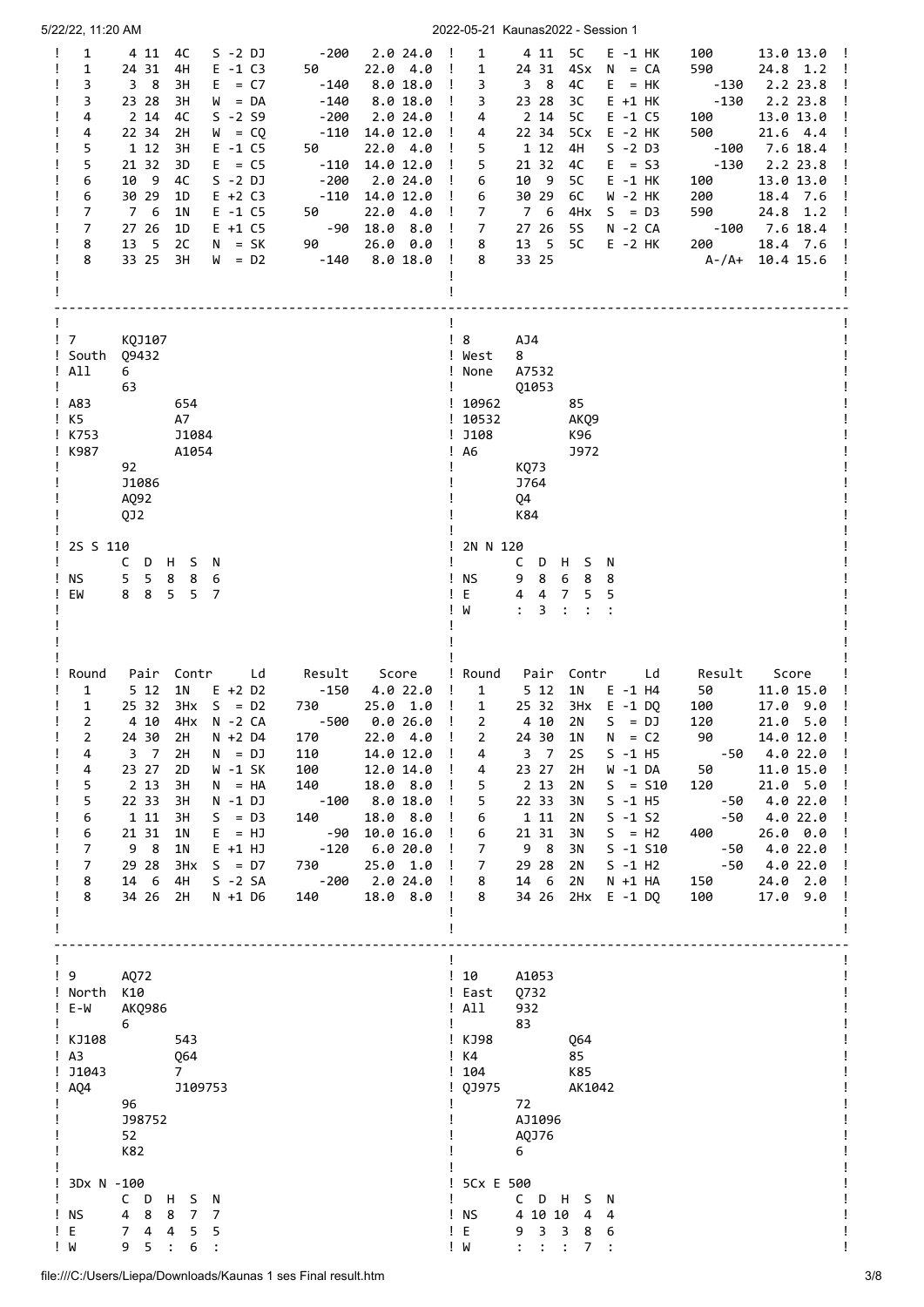| Round | Pair | Contr | Ld | Result | Score |
|---|---|---|---|---|---|
| 1 | 4 11 | 4C | S -2 DJ | -200 | 2.0 24.0 |
| 1 | 24 31 | 4H | E -1 C3 | 50 | 22.0 4.0 |
| 3 | 3 8 | 3H | E = C7 | -140 | 8.0 18.0 |
| 3 | 23 28 | 3H | W = DA | -140 | 8.0 18.0 |
| 4 | 2 14 | 4C | S -2 S9 | -200 | 2.0 24.0 |
| 4 | 22 34 | 2H | W = CQ | -110 | 14.0 12.0 |
| 5 | 1 12 | 3H | E -1 C5 | 50 | 22.0 4.0 |
| 5 | 21 32 | 3D | E = C5 | -110 | 14.0 12.0 |
| 6 | 10 9 | 4C | S -2 DJ | -200 | 2.0 24.0 |
| 6 | 30 29 | 1D | E +2 C3 | -110 | 14.0 12.0 |
| 7 | 7 6 | 1N | E -1 C5 | 50 | 22.0 4.0 |
| 7 | 27 26 | 1D | E +1 C5 | -90 | 18.0 8.0 |
| 8 | 13 5 | 2C | N = SK | 90 | 26.0 0.0 |
| 8 | 33 25 | 3H | W = D2 | -140 | 8.0 18.0 |

| Round | Pair | Contr | Ld | Result | Score |
|---|---|---|---|---|---|
| 1 | 4 11 | 5C | E -1 HK | 100 | 13.0 13.0 |
| 1 | 24 31 | 4Sx | N = CA | 590 | 24.8 1.2 |
| 3 | 3 8 | 4C | E = HK | -130 | 2.2 23.8 |
| 3 | 23 28 | 3C | E +1 HK | -130 | 2.2 23.8 |
| 4 | 2 14 | 5C | E -1 C5 | 100 | 13.0 13.0 |
| 4 | 22 34 | 5Cx | E -2 HK | 500 | 21.6 4.4 |
| 5 | 1 12 | 4H | S -2 D3 | -100 | 7.6 18.4 |
| 5 | 21 32 | 4C | E = S3 | -130 | 2.2 23.8 |
| 6 | 10 9 | 5C | E -1 HK | 100 | 13.0 13.0 |
| 6 | 30 29 | 6C | W -2 HK | 200 | 18.4 7.6 |
| 7 | 7 6 | 4Hx | S = D3 | 590 | 24.8 1.2 |
| 7 | 27 26 | 5S | N -2 CA | -100 | 7.6 18.4 |
| 8 | 13 5 | 5C | E -2 HK | 200 | 18.4 7.6 |
| 8 | 33 25 | | | A-/A+ | 10.4 15.6 |

---

```
7        KQJ107
South    Q9432
All      6
         63
A83               654
K5                A7
K753              J1084
K987              A1054
         92
         J1086
         AQ92
         QJ2

2S S 110
      C  D  H  S  N
NS    5  5  8  8  6
EW    8  8  5  5  7
```

| Round | Pair | Contr | Ld | Result | Score |
|---|---|---|---|---|---|
| 1 | 5 12 | 1N | E +2 D2 | -150 | 4.0 22.0 |
| 1 | 25 32 | 3Hx | S = D2 | 730 | 25.0 1.0 |
| 2 | 4 10 | 4Hx | N -2 CA | -500 | 0.0 26.0 |
| 2 | 24 30 | 2H | N +2 D4 | 170 | 22.0 4.0 |
| 4 | 3 7 | 2H | N = DJ | 110 | 14.0 12.0 |
| 4 | 23 27 | 2D | W -1 SK | 100 | 12.0 14.0 |
| 5 | 2 13 | 3H | N = HA | 140 | 18.0 8.0 |
| 5 | 22 33 | 3H | N -1 DJ | -100 | 8.0 18.0 |
| 6 | 1 11 | 3H | S = D3 | 140 | 18.0 8.0 |
| 6 | 21 31 | 1N | E = HJ | -90 | 10.0 16.0 |
| 7 | 9 8 | 1N | E +1 HJ | -120 | 6.0 20.0 |
| 7 | 29 28 | 3Hx | S = D7 | 730 | 25.0 1.0 |
| 8 | 14 6 | 4H | S -2 SA | -200 | 2.0 24.0 |
| 8 | 34 26 | 2H | N +1 D6 | 140 | 18.0 8.0 |

```
8        AJ4
West     8
None     A7532
         Q1053
10962             85
10532             AKQ9
J108              K96
A6                J972
         KQ73
         J764
         Q4
         K84

2N N 120
      C  D  H  S  N
NS    9  8  6  8  8
E     4  4  7  5  5
W     :  3  :  :  :
```

| Round | Pair | Contr | Ld | Result | Score |
|---|---|---|---|---|---|
| 1 | 5 12 | 1N | E -1 H4 | 50 | 11.0 15.0 |
| 1 | 25 32 | 3Hx | E -1 DQ | 100 | 17.0 9.0 |
| 2 | 4 10 | 2N | S = DJ | 120 | 21.0 5.0 |
| 2 | 24 30 | 1N | N = C2 | 90 | 14.0 12.0 |
| 4 | 3 7 | 2S | S -1 H5 | -50 | 4.0 22.0 |
| 4 | 23 27 | 2H | W -1 DA | 50 | 11.0 15.0 |
| 5 | 2 13 | 2N | S = S10 | 120 | 21.0 5.0 |
| 5 | 22 33 | 3N | S -1 H5 | -50 | 4.0 22.0 |
| 6 | 1 11 | 2N | S -1 S2 | -50 | 4.0 22.0 |
| 6 | 21 31 | 3N | S = H2 | 400 | 26.0 0.0 |
| 7 | 9 8 | 3N | S -1 S10 | -50 | 4.0 22.0 |
| 7 | 29 28 | 2N | S -1 H2 | -50 | 4.0 22.0 |
| 8 | 14 6 | 2N | N +1 HA | 150 | 24.0 2.0 |
| 8 | 34 26 | 2Hx | E -1 DQ | 100 | 17.0 9.0 |

---

```
9        AQ72
North    K10
E-W      AKQ986
         6
KJ108             543
A3                Q64
J1043             7
AQ4               J109753
         96
         J98752
         52
         K82

3Dx N -100
      C  D  H  S  N
NS    4  8  8  7  7
E     7  4  4  5  5
W     9  5  :  6  :
```

```
10       A1053
East     Q732
All      932
         83
KJ98              Q64
K4                85
104               K85
QJ975             AK1042
         72
         AJ1096
         AQJ76
         6

5Cx E 500
      C  D  H  S  N
NS    4 10 10  4  4
E     9  3  3  8  6
W     :  :  :  7  :
```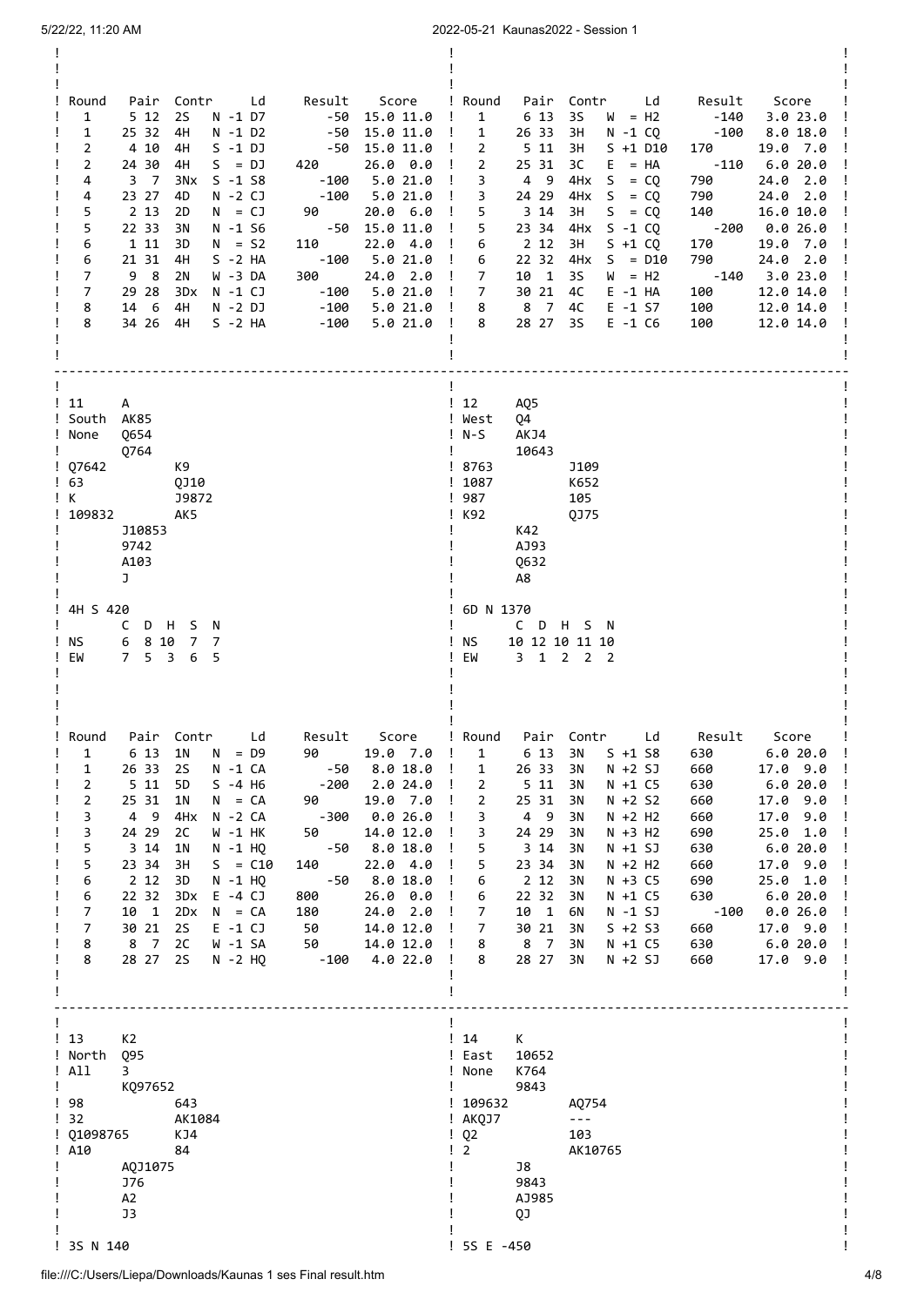| Round | Pair | Contr | Ld | Result | Score |
|---|---|---|---|---|---|
| 1 | 5 12 | 2S | N -1 D7 | -50 | 15.0 11.0 |
| 1 | 25 32 | 4H | N -1 D2 | -50 | 15.0 11.0 |
| 2 | 4 10 | 4H | S -1 DJ | -50 | 15.0 11.0 |
| 2 | 24 30 | 4H | S = DJ | 420 | 26.0 0.0 |
| 4 | 3 7 | 3Nx | S -1 S8 | -100 | 5.0 21.0 |
| 4 | 23 27 | 4D | N -2 CJ | -100 | 5.0 21.0 |
| 5 | 2 13 | 2D | N = CJ | 90 | 20.0 6.0 |
| 5 | 22 33 | 3N | N -1 S6 | -50 | 15.0 11.0 |
| 6 | 1 11 | 3D | N = S2 | 110 | 22.0 4.0 |
| 6 | 21 31 | 4H | S -2 HA | -100 | 5.0 21.0 |
| 7 | 9 8 | 2N | W -3 DA | 300 | 24.0 2.0 |
| 7 | 29 28 | 3Dx | N -1 CJ | -100 | 5.0 21.0 |
| 8 | 14 6 | 4H | N -2 DJ | -100 | 5.0 21.0 |
| 8 | 34 26 | 4H | S -2 HA | -100 | 5.0 21.0 |

| Round | Pair | Contr | Ld | Result | Score |
|---|---|---|---|---|---|
| 1 | 6 13 | 3S | W = H2 | -140 | 3.0 23.0 |
| 1 | 26 33 | 3H | N -1 CQ | -100 | 8.0 18.0 |
| 2 | 5 11 | 3H | S +1 D10 | 170 | 19.0 7.0 |
| 2 | 25 31 | 3C | E = HA | -110 | 6.0 20.0 |
| 3 | 4 9 | 4Hx | S = CQ | 790 | 24.0 2.0 |
| 3 | 24 29 | 4Hx | S = CQ | 790 | 24.0 2.0 |
| 5 | 3 14 | 3H | S = CQ | 140 | 16.0 10.0 |
| 5 | 23 34 | 4Hx | S -1 CQ | -200 | 0.0 26.0 |
| 6 | 2 12 | 3H | S +1 CQ | 170 | 19.0 7.0 |
| 6 | 22 32 | 4Hx | S = D10 | 790 | 24.0 2.0 |
| 7 | 10 1 | 3S | W = H2 | -140 | 3.0 23.0 |
| 7 | 30 21 | 4C | E -1 HA | 100 | 12.0 14.0 |
| 8 | 8 7 | 4C | E -1 S7 | 100 | 12.0 14.0 |
| 8 | 28 27 | 3S | E -1 C6 | 100 | 12.0 14.0 |

```
11     A
South  AK85
None   Q654
       Q764
Q7642          K9
63             QJ10
K              J9872
109832         AK5
       J10853
       9742
       A103
       J

4H S 420
       C  D  H  S  N
NS     6  8 10  7  7
EW     7  5  3  6  5
```

```
12     AQ5
West   Q4
N-S    AKJ4
       10643
8763           J109
1087           K652
987            105
K92            QJ75
       K42
       AJ93
       Q632
       A8

6D N 1370
       C  D  H  S  N
NS    10 12 10 11 10
EW     3  1  2  2  2
```

| Round | Pair | Contr | Ld | Result | Score |
|---|---|---|---|---|---|
| 1 | 6 13 | 1N | N = D9 | 90 | 19.0 7.0 |
| 1 | 26 33 | 2S | N -1 CA | -50 | 8.0 18.0 |
| 2 | 5 11 | 5D | S -4 H6 | -200 | 2.0 24.0 |
| 2 | 25 31 | 1N | N = CA | 90 | 19.0 7.0 |
| 3 | 4 9 | 4Hx | N -2 CA | -300 | 0.0 26.0 |
| 3 | 24 29 | 2C | W -1 HK | 50 | 14.0 12.0 |
| 5 | 3 14 | 1N | N -1 HQ | -50 | 8.0 18.0 |
| 5 | 23 34 | 3H | S = C10 | 140 | 22.0 4.0 |
| 6 | 2 12 | 3D | N -1 HQ | -50 | 8.0 18.0 |
| 6 | 22 32 | 3Dx | E -4 CJ | 800 | 26.0 0.0 |
| 7 | 10 1 | 2Dx | N = CA | 180 | 24.0 2.0 |
| 7 | 30 21 | 2S | E -1 CJ | 50 | 14.0 12.0 |
| 8 | 8 7 | 2C | W -1 SA | 50 | 14.0 12.0 |
| 8 | 28 27 | 2S | N -2 HQ | -100 | 4.0 22.0 |

| Round | Pair | Contr | Ld | Result | Score |
|---|---|---|---|---|---|
| 1 | 6 13 | 3N | S +1 S8 | 630 | 6.0 20.0 |
| 1 | 26 33 | 3N | N +2 SJ | 660 | 17.0 9.0 |
| 2 | 5 11 | 3N | N +1 C5 | 630 | 6.0 20.0 |
| 2 | 25 31 | 3N | N +2 S2 | 660 | 17.0 9.0 |
| 3 | 4 9 | 3N | N +2 H2 | 660 | 17.0 9.0 |
| 3 | 24 29 | 3N | N +3 H2 | 690 | 25.0 1.0 |
| 5 | 3 14 | 3N | N +1 SJ | 630 | 6.0 20.0 |
| 5 | 23 34 | 3N | N +2 H2 | 660 | 17.0 9.0 |
| 6 | 2 12 | 3N | N +3 C5 | 690 | 25.0 1.0 |
| 6 | 22 32 | 3N | N +1 C5 | 630 | 6.0 20.0 |
| 7 | 10 1 | 6N | N -1 SJ | -100 | 0.0 26.0 |
| 7 | 30 21 | 3N | S +2 S3 | 660 | 17.0 9.0 |
| 8 | 8 7 | 3N | N +1 C5 | 630 | 6.0 20.0 |
| 8 | 28 27 | 3N | N +2 SJ | 660 | 17.0 9.0 |

```
13     K2
North  Q95
All    3
       KQ97652
98             643
32             AK1084
Q1098765       KJ4
A10            84
       AQJ1075
       J76
       A2
       J3

3S N 140
```

```
14     K
East   10652
None   K764
       9843
109632         AQ754
AKQJ7          ---
Q2             103
2              AK10765
       J8
       9843
       AJ985
       QJ

5S E -450
```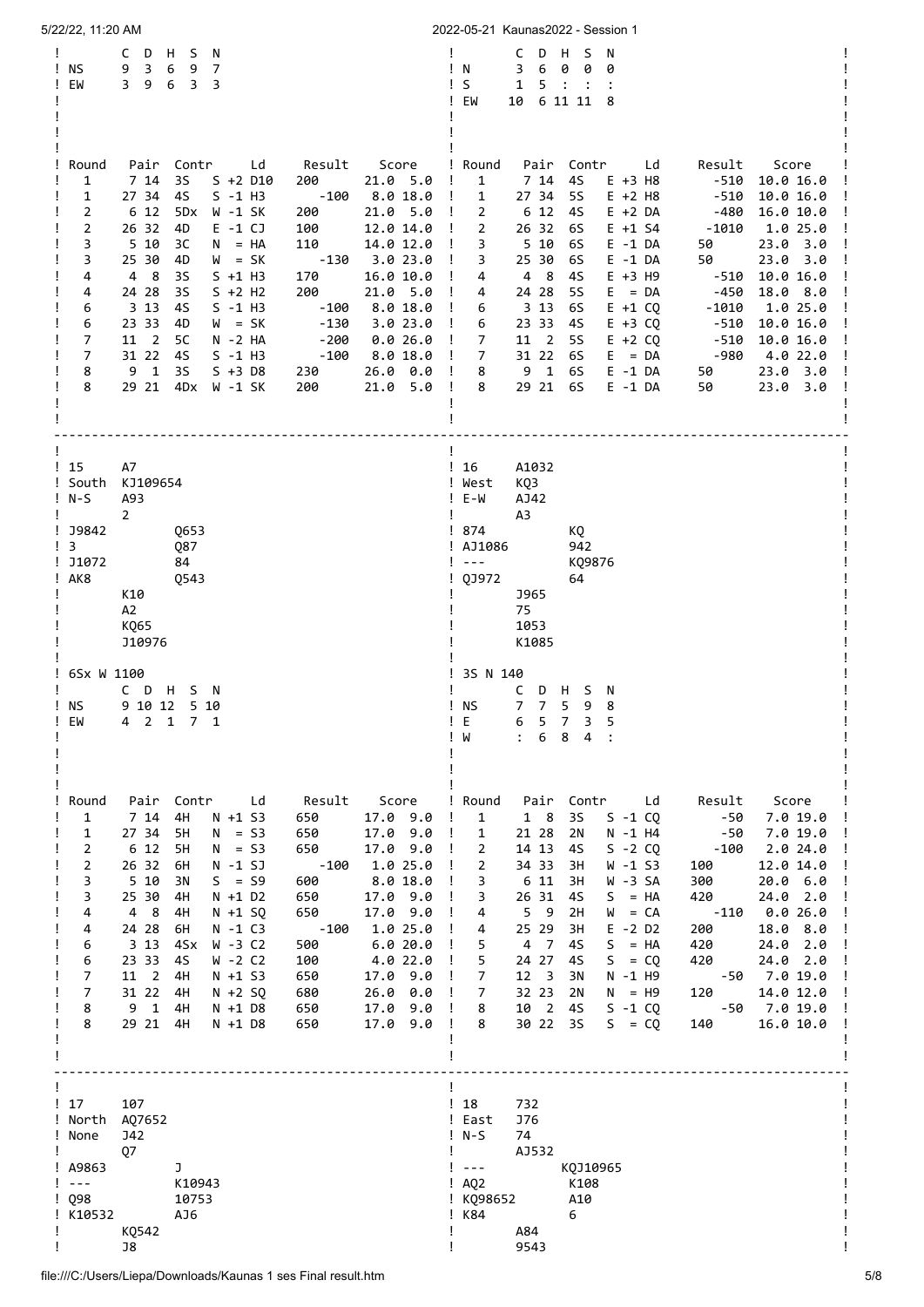**Board 14 (continued)**

```
      C  D  H  S  N
NS    9  3  6  9  7
EW    3  9  6  3  3
```

| Round | Pair | Contr | Ld | Result | | Score | |
|---|---|---|---|---|---|---|---|
| 1 | 7 14 | 3S | S +2 D10 | 200 | | 21.0 | 5.0 |
| 1 | 27 34 | 4S | S -1 H3 | | -100 | 8.0 | 18.0 |
| 2 | 6 12 | 5Dx | W -1 SK | 200 | | 21.0 | 5.0 |
| 2 | 26 32 | 4D | E -1 CJ | 100 | | 12.0 | 14.0 |
| 3 | 5 10 | 3C | N = HA | 110 | | 14.0 | 12.0 |
| 3 | 25 30 | 4D | W = SK | | -130 | 3.0 | 23.0 |
| 4 | 4 8 | 3S | S +1 H3 | 170 | | 16.0 | 10.0 |
| 4 | 24 28 | 3S | S +2 H2 | 200 | | 21.0 | 5.0 |
| 6 | 3 13 | 4S | S -1 H3 | | -100 | 8.0 | 18.0 |
| 6 | 23 33 | 4D | W = SK | | -130 | 3.0 | 23.0 |
| 7 | 11 2 | 5C | N -2 HA | | -200 | 0.0 | 26.0 |
| 7 | 31 22 | 4S | S -1 H3 | | -100 | 8.0 | 18.0 |
| 8 | 9 1 | 3S | S +3 D8 | 230 | | 26.0 | 0.0 |
| 8 | 29 21 | 4Dx | W -1 SK | 200 | | 21.0 | 5.0 |

**Board 13 (continued)**

```
      C  D  H  S  N
N     3  6  0  0  0
S     1  5  :  :  :
EW   10  6 11 11  8
```

| Round | Pair | Contr | Ld | Result | | Score | |
|---|---|---|---|---|---|---|---|
| 1 | 7 14 | 4S | E +3 H8 | | -510 | 10.0 | 16.0 |
| 1 | 27 34 | 5S | E +2 H8 | | -510 | 10.0 | 16.0 |
| 2 | 6 12 | 4S | E +2 DA | | -480 | 16.0 | 10.0 |
| 2 | 26 32 | 6S | E +1 S4 | | -1010 | 1.0 | 25.0 |
| 3 | 5 10 | 6S | E -1 DA | 50 | | 23.0 | 3.0 |
| 3 | 25 30 | 6S | E -1 DA | 50 | | 23.0 | 3.0 |
| 4 | 4 8 | 4S | E +3 H9 | | -510 | 10.0 | 16.0 |
| 4 | 24 28 | 5S | E = DA | | -450 | 18.0 | 8.0 |
| 6 | 3 13 | 6S | E +1 CQ | | -1010 | 1.0 | 25.0 |
| 6 | 23 33 | 4S | E +3 CQ | | -510 | 10.0 | 16.0 |
| 7 | 11 2 | 5S | E +2 CQ | | -510 | 10.0 | 16.0 |
| 7 | 31 22 | 6S | E = DA | | -980 | 4.0 | 22.0 |
| 8 | 9 1 | 6S | E -1 DA | 50 | | 23.0 | 3.0 |
| 8 | 29 21 | 6S | E -1 DA | 50 | | 23.0 | 3.0 |

---

**Board 15** — South, N-S

```
              A7
              KJ109654
              A93
              2
J9842                     Q653
3                         Q87
J1072                     84
AK8                       Q543
              K10
              A2
              KQ65
              J10976
```

6Sx W 1100

```
      C  D  H  S  N
NS    9 10 12  5 10
EW    4  2  1  7  1
```

| Round | Pair | Contr | Ld | Result | | Score | |
|---|---|---|---|---|---|---|---|
| 1 | 7 14 | 4H | N +1 S3 | 650 | | 17.0 | 9.0 |
| 1 | 27 34 | 5H | N = S3 | 650 | | 17.0 | 9.0 |
| 2 | 6 12 | 5H | N = S3 | 650 | | 17.0 | 9.0 |
| 2 | 26 32 | 6H | N -1 SJ | | -100 | 1.0 | 25.0 |
| 3 | 5 10 | 3N | S = S9 | 600 | | 8.0 | 18.0 |
| 3 | 25 30 | 4H | N +1 D2 | 650 | | 17.0 | 9.0 |
| 4 | 4 8 | 4H | N +1 SQ | 650 | | 17.0 | 9.0 |
| 4 | 24 28 | 6H | N -1 C3 | | -100 | 1.0 | 25.0 |
| 6 | 3 13 | 4Sx | W -3 C2 | 500 | | 6.0 | 20.0 |
| 6 | 23 33 | 4S | W -2 C2 | 100 | | 4.0 | 22.0 |
| 7 | 11 2 | 4H | N +1 S3 | 650 | | 17.0 | 9.0 |
| 7 | 31 22 | 4H | N +2 SQ | 680 | | 26.0 | 0.0 |
| 8 | 9 1 | 4H | N +1 D8 | 650 | | 17.0 | 9.0 |
| 8 | 29 21 | 4H | N +1 D8 | 650 | | 17.0 | 9.0 |

**Board 16** — West, E-W

```
              A1032
              KQ3
              AJ42
              A3
874                       KQ
AJ1086                    942
---                       KQ9876
QJ972                     64
              J965
              75
              1053
              K1085
```

3S N 140

```
      C  D  H  S  N
NS    7  7  5  9  8
E     6  5  7  3  5
W     :  6  8  4  :
```

| Round | Pair | Contr | Ld | Result | | Score | |
|---|---|---|---|---|---|---|---|
| 1 | 1 8 | 3S | S -1 CQ | | -50 | 7.0 | 19.0 |
| 1 | 21 28 | 2N | N -1 H4 | | -50 | 7.0 | 19.0 |
| 2 | 14 13 | 4S | S -2 CQ | | -100 | 2.0 | 24.0 |
| 2 | 34 33 | 3H | W -1 S3 | 100 | | 12.0 | 14.0 |
| 3 | 6 11 | 3H | W -3 SA | 300 | | 20.0 | 6.0 |
| 3 | 26 31 | 4S | S = HA | 420 | | 24.0 | 2.0 |
| 4 | 5 9 | 2H | W = CA | | -110 | 0.0 | 26.0 |
| 4 | 25 29 | 3H | E -2 D2 | 200 | | 18.0 | 8.0 |
| 5 | 4 7 | 4S | S = HA | 420 | | 24.0 | 2.0 |
| 5 | 24 27 | 4S | S = CQ | 420 | | 24.0 | 2.0 |
| 7 | 12 3 | 3N | N -1 H9 | | -50 | 7.0 | 19.0 |
| 7 | 32 23 | 2N | N = H9 | 120 | | 14.0 | 12.0 |
| 8 | 10 2 | 4S | S -1 CQ | | -50 | 7.0 | 19.0 |
| 8 | 30 22 | 3S | S = CQ | 140 | | 16.0 | 10.0 |

---

**Board 17** — North, None

```
              107
              AQ7652
              J42
              Q7
A9863                     J
---                       K10943
Q98                       10753
K10532                    AJ6
              KQ542
              J8
```

**Board 18** — East, N-S

```
              732
              J76
              74
              AJ532
---                       KQJ10965
AQ2                       K108
KQ98652                   A10
K84                       6
              A84
              9543
```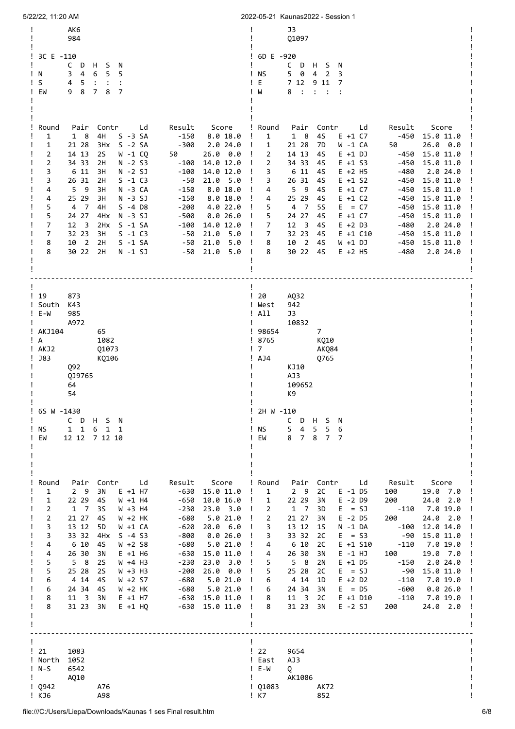```
!        AK6                                     !        J3                                      !
!        984                                     !        Q1097                                   !
!                                                !                                                !
! 3C E -110                                      ! 6D E -920                                      !
!        C  D  H  S  N                           !        C  D  H  S  N                           !
! N      3  4  6  5  5                           ! NS     5  0  4  2  3                           !
! S      4  5  :  :  :                           ! E      7 12  9 11  7                           !
! EW     9  8  7  8  7                           ! W      8  :  :  :  :                           !
!                                                !                                                !
!                                                !                                                !
!                                                !                                                !
! Round   Pair  Contr     Ld     Result    Score ! Round   Pair  Contr     Ld     Result    Score  !
!   1      1  8  4H   S -3 SA     -150   8.0 18.0 !  1      1  8  4S    E +1 C7      -450  15.0 11.0 !
!   1     21 28  3Hx  S -2 SA     -300   2.0 24.0 !  1     21 28  7D    W -1 CA   50       26.0  0.0 !
!   2     14 13  2S   W -1 CQ   50       26.0  0.0 !  2     14 13  4S    E +1 DJ      -450  15.0 11.0 !
!   2     34 33  2H   N -2 S3     -100  14.0 12.0 !  2     34 33  4S    E +1 S3      -450  15.0 11.0 !
!   3      6 11  3H   N -2 SJ     -100  14.0 12.0 !  3      6 11  4S    E +2 H5      -480   2.0 24.0 !
!   3     26 31  2H   S -1 C3      -50  21.0  5.0 !  3     26 31  4S    E +1 S2      -450  15.0 11.0 !
!   4      5  9  3H   N -3 CA     -150   8.0 18.0 !  4      5  9  4S    E +1 C7      -450  15.0 11.0 !
!   4     25 29  3H   N -3 SJ     -150   8.0 18.0 !  4     25 29  4S    E +1 C2      -450  15.0 11.0 !
!   5      4  7  4H   S -4 D8     -200   4.0 22.0 !  5      4  7  5S    E  = C7      -450  15.0 11.0 !
!   5     24 27  4Hx  N -3 SJ     -500   0.0 26.0 !  5     24 27  4S    E +1 C7      -450  15.0 11.0 !
!   7     12  3  2Hx  S -1 SA     -100  14.0 12.0 !  7     12  3  4S    E +2 D3      -480   2.0 24.0 !
!   7     32 23  3H   S -1 C3      -50  21.0  5.0 !  7     32 23  4S    E +1 C10     -450  15.0 11.0 !
!   8     10  2  2H   S -1 SA      -50  21.0  5.0 !  8     10  2  4S    W +1 DJ      -450  15.0 11.0 !
!   8     30 22  2H   N -1 SJ      -50  21.0  5.0 !  8     30 22  4S    E +2 H5      -480   2.0 24.0 !
!                                                !                                                !
!                                                !                                                !
--------------------------------------------------------------------------------------------------
!                                                !                                                !
! 19     873                                     ! 20     AQ32                                    !
! South  K43                                     ! West   942                                     !
! E-W    985                                     ! All    J3                                      !
!        A972                                    !        10832                                   !
! AKJ104        65                               ! 98654         7                                !
! A             1082                             ! 8765          KQ10                             !
! AKJ2          Q1073                            ! 7             AKQ84                            !
! J83           KQ106                            ! AJ4           Q765                             !
!        Q92                                     !        KJ10                                    !
!        QJ9765                                  !        AJ3                                     !
!        64                                      !        109652                                  !
!        54                                      !        K9                                      !
!                                                !                                                !
! 6S W -1430                                     ! 2H W -110                                      !
!        C  D  H  S  N                           !        C  D  H  S  N                           !
! NS     1  1  6  1  1                           ! NS     5  4  5  5  6                           !
! EW    12 12  7 12 10                           ! EW     8  7  8  7  7                           !
!                                                !                                                !
!                                                !                                                !
!                                                !                                                !
! Round   Pair  Contr     Ld     Result    Score ! Round   Pair  Contr     Ld     Result    Score  !
!   1      2  9  3N   E +1 H7     -630  15.0 11.0 !  1      2  9  2C    E -1 D5   100       19.0  7.0 !
!   1     22 29  4S   W +1 H4     -650  10.0 16.0 !  1     22 29  3N    E -2 D9   200       24.0  2.0 !
!   2      1  7  3S   W +3 H4     -230  23.0  3.0 !  2      1  7  3D    E  = SJ      -110   7.0 19.0 !
!   2     21 27  4S   W +2 HK     -680   5.0 21.0 !  2     21 27  3N    E -2 D5   200       24.0  2.0 !
!   3     13 12  5D   W +1 CA     -620  20.0  6.0 !  3     13 12  1S    N -1 DA      -100  12.0 14.0 !
!   3     33 32  4Hx  S -4 S3     -800   0.0 26.0 !  3     33 32  2C    E  = S3       -90  15.0 11.0 !
!   4      6 10  4S   W +2 S8     -680   5.0 21.0 !  4      6 10  2C    E +1 S10     -110   7.0 19.0 !
!   4     26 30  3N   E +1 H6     -630  15.0 11.0 !  4     26 30  3N    E -1 HJ   100       19.0  7.0 !
!   5      5  8  2S   W +4 H3     -230  23.0  3.0 !  5      5  8  2N    E +1 D5      -150   2.0 24.0 !
!   5     25 28  2S   W +3 H3     -200  26.0  0.0 !  5     25 28  2C    E  = SJ       -90  15.0 11.0 !
!   6      4 14  4S   W +2 S7     -680   5.0 21.0 !  6      4 14  1D    E +2 D2      -110   7.0 19.0 !
!   6     24 34  4S   W +2 HK     -680   5.0 21.0 !  6     24 34  3N    E  = D5      -600   0.0 26.0 !
!   8     11  3  3N   E +1 H7     -630  15.0 11.0 !  8     11  3  2C    E +1 D10     -110   7.0 19.0 !
!   8     31 23  3N   E +1 HQ     -630  15.0 11.0 !  8     31 23  3N    E -2 SJ   200       24.0  2.0 !
!                                                !                                                !
!                                                !                                                !
--------------------------------------------------------------------------------------------------
!                                                !                                                !
! 21     1083                                    ! 22     9654                                    !
! North  1052                                    ! East   AJ3                                     !
! N-S    6542                                    ! E-W    Q                                       !
!        AQ10                                    !        AK1086                                  !
! Q942          A76                              ! Q1083         AK72                             !
! KJ6           A98                              ! K7            852                              !
```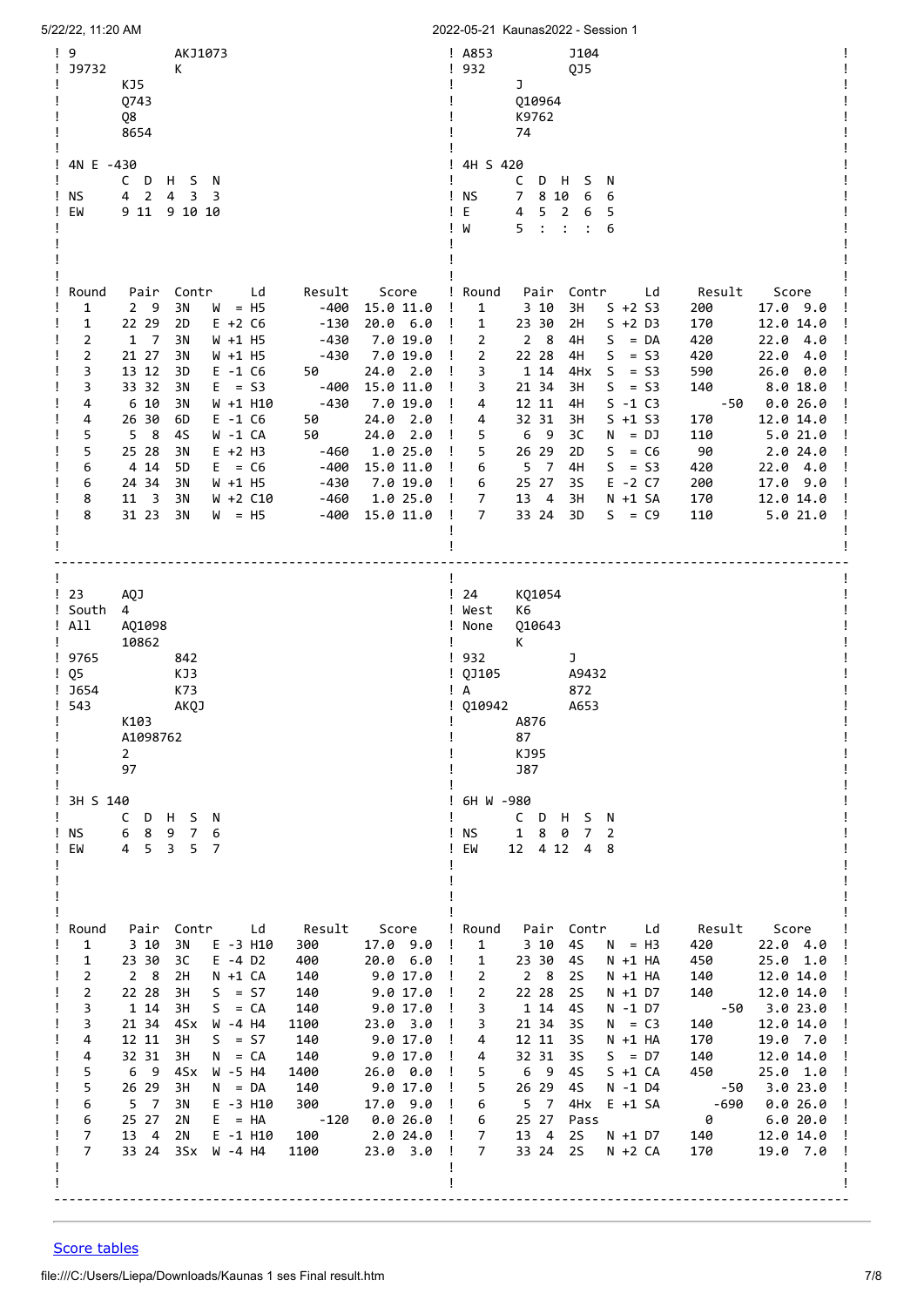```
! 9             AKJ1073
! J9732         K
!        KJ5
!        Q743
!        Q8
!        8654
!
! 4N E -430
!        C  D  H  S  N
! NS     4  2  4  3  3
! EW     9 11  9 10 10
```

| Round | Pair | Contr | Ld | Result | | Score | |
|---|---|---|---|---|---|---|---|
| 1 | 2 9 | 3N | W = H5 | | -400 | 15.0 | 11.0 |
| 1 | 22 29 | 2D | E +2 C6 | | -130 | 20.0 | 6.0 |
| 2 | 1 7 | 3N | W +1 H5 | | -430 | 7.0 | 19.0 |
| 2 | 21 27 | 3N | W +1 H5 | | -430 | 7.0 | 19.0 |
| 3 | 13 12 | 3D | E -1 C6 | 50 | | 24.0 | 2.0 |
| 3 | 33 32 | 3N | E = S3 | | -400 | 15.0 | 11.0 |
| 4 | 6 10 | 3N | W +1 H10 | | -430 | 7.0 | 19.0 |
| 4 | 26 30 | 6D | E -1 C6 | 50 | | 24.0 | 2.0 |
| 5 | 5 8 | 4S | W -1 CA | 50 | | 24.0 | 2.0 |
| 5 | 25 28 | 3N | E +2 H3 | | -460 | 1.0 | 25.0 |
| 6 | 4 14 | 5D | E = C6 | | -400 | 15.0 | 11.0 |
| 6 | 24 34 | 3N | W +1 H5 | | -430 | 7.0 | 19.0 |
| 8 | 11 3 | 3N | W +2 C10 | | -460 | 1.0 | 25.0 |
| 8 | 31 23 | 3N | W = H5 | | -400 | 15.0 | 11.0 |

```
! A853          J104
! 932           QJ5
!        J
!        Q10964
!        K9762
!        74
!
! 4H S 420
!        C  D  H  S  N
! NS     7  8 10  6  6
! E      4  5  2  6  5
! W      5  :  :  :  6
```

| Round | Pair | Contr | Ld | Result | | Score | |
|---|---|---|---|---|---|---|---|
| 1 | 3 10 | 3H | S +2 S3 | 200 | | 17.0 | 9.0 |
| 1 | 23 30 | 2H | S +2 D3 | 170 | | 12.0 | 14.0 |
| 2 | 2 8 | 4H | S = DA | 420 | | 22.0 | 4.0 |
| 2 | 22 28 | 4H | S = S3 | 420 | | 22.0 | 4.0 |
| 3 | 1 14 | 4Hx | S = S3 | 590 | | 26.0 | 0.0 |
| 3 | 21 34 | 3H | S = S3 | 140 | | 8.0 | 18.0 |
| 4 | 12 11 | 4H | S -1 C3 | | -50 | 0.0 | 26.0 |
| 4 | 32 31 | 3H | S +1 S3 | 170 | | 12.0 | 14.0 |
| 5 | 6 9 | 3C | N = DJ | 110 | | 5.0 | 21.0 |
| 5 | 26 29 | 2D | S = C6 | 90 | | 2.0 | 24.0 |
| 6 | 5 7 | 4H | S = S3 | 420 | | 22.0 | 4.0 |
| 6 | 25 27 | 3S | E -2 C7 | 200 | | 17.0 | 9.0 |
| 7 | 13 4 | 3H | N +1 SA | 170 | | 12.0 | 14.0 |
| 7 | 33 24 | 3D | S = C9 | 110 | | 5.0 | 21.0 |

```
! 23     AQJ
! South  4
! All    AQ1098
!        10862
! 9765          842
! Q5            KJ3
! J654          K73
! 543           AKQJ
!        K103
!        A1098762
!        2
!        97
!
! 3H S 140
!        C  D  H  S  N
! NS     6  8  9  7  6
! EW     4  5  3  5  7
```

| Round | Pair | Contr | Ld | Result | | Score | |
|---|---|---|---|---|---|---|---|
| 1 | 3 10 | 3N | E -3 H10 | 300 | | 17.0 | 9.0 |
| 1 | 23 30 | 3C | E -4 D2 | 400 | | 20.0 | 6.0 |
| 2 | 2 8 | 2H | N +1 CA | 140 | | 9.0 | 17.0 |
| 2 | 22 28 | 3H | S = S7 | 140 | | 9.0 | 17.0 |
| 3 | 1 14 | 3H | S = CA | 140 | | 9.0 | 17.0 |
| 3 | 21 34 | 4Sx | W -4 H4 | 1100 | | 23.0 | 3.0 |
| 4 | 12 11 | 3H | S = S7 | 140 | | 9.0 | 17.0 |
| 4 | 32 31 | 3H | N = CA | 140 | | 9.0 | 17.0 |
| 5 | 6 9 | 4Sx | W -5 H4 | 1400 | | 26.0 | 0.0 |
| 5 | 26 29 | 3H | N = DA | 140 | | 9.0 | 17.0 |
| 6 | 5 7 | 3N | E -3 H10 | 300 | | 17.0 | 9.0 |
| 6 | 25 27 | 2N | E = HA | | -120 | 0.0 | 26.0 |
| 7 | 13 4 | 2N | E -1 H10 | 100 | | 2.0 | 24.0 |
| 7 | 33 24 | 3Sx | W -4 H4 | 1100 | | 23.0 | 3.0 |

```
! 24     KQ1054
! West   K6
! None   Q10643
!        K
! 932           J
! QJ105         A9432
! A             872
! Q10942        A653
!        A876
!        87
!        KJ95
!        J87
!
! 6H W -980
!        C  D  H  S  N
! NS     1  8  0  7  2
! EW    12  4 12  4  8
```

| Round | Pair | Contr | Ld | Result | | Score | |
|---|---|---|---|---|---|---|---|
| 1 | 3 10 | 4S | N = H3 | 420 | | 22.0 | 4.0 |
| 1 | 23 30 | 4S | N +1 HA | 450 | | 25.0 | 1.0 |
| 2 | 2 8 | 2S | N +1 HA | 140 | | 12.0 | 14.0 |
| 2 | 22 28 | 2S | N +1 D7 | 140 | | 12.0 | 14.0 |
| 3 | 1 14 | 4S | N -1 D7 | | -50 | 3.0 | 23.0 |
| 3 | 21 34 | 3S | N = C3 | 140 | | 12.0 | 14.0 |
| 4 | 12 11 | 3S | N +1 HA | 170 | | 19.0 | 7.0 |
| 4 | 32 31 | 3S | S = D7 | 140 | | 12.0 | 14.0 |
| 5 | 6 9 | 4S | S +1 CA | 450 | | 25.0 | 1.0 |
| 5 | 26 29 | 4S | N -1 D4 | | -50 | 3.0 | 23.0 |
| 6 | 5 7 | 4Hx | E +1 SA | | -690 | 0.0 | 26.0 |
| 6 | 25 27 | Pass | | 0 | | 6.0 | 20.0 |
| 7 | 13 4 | 2S | N +1 D7 | 140 | | 12.0 | 14.0 |
| 7 | 33 24 | 2S | N +2 CA | 170 | | 19.0 | 7.0 |

Score tables